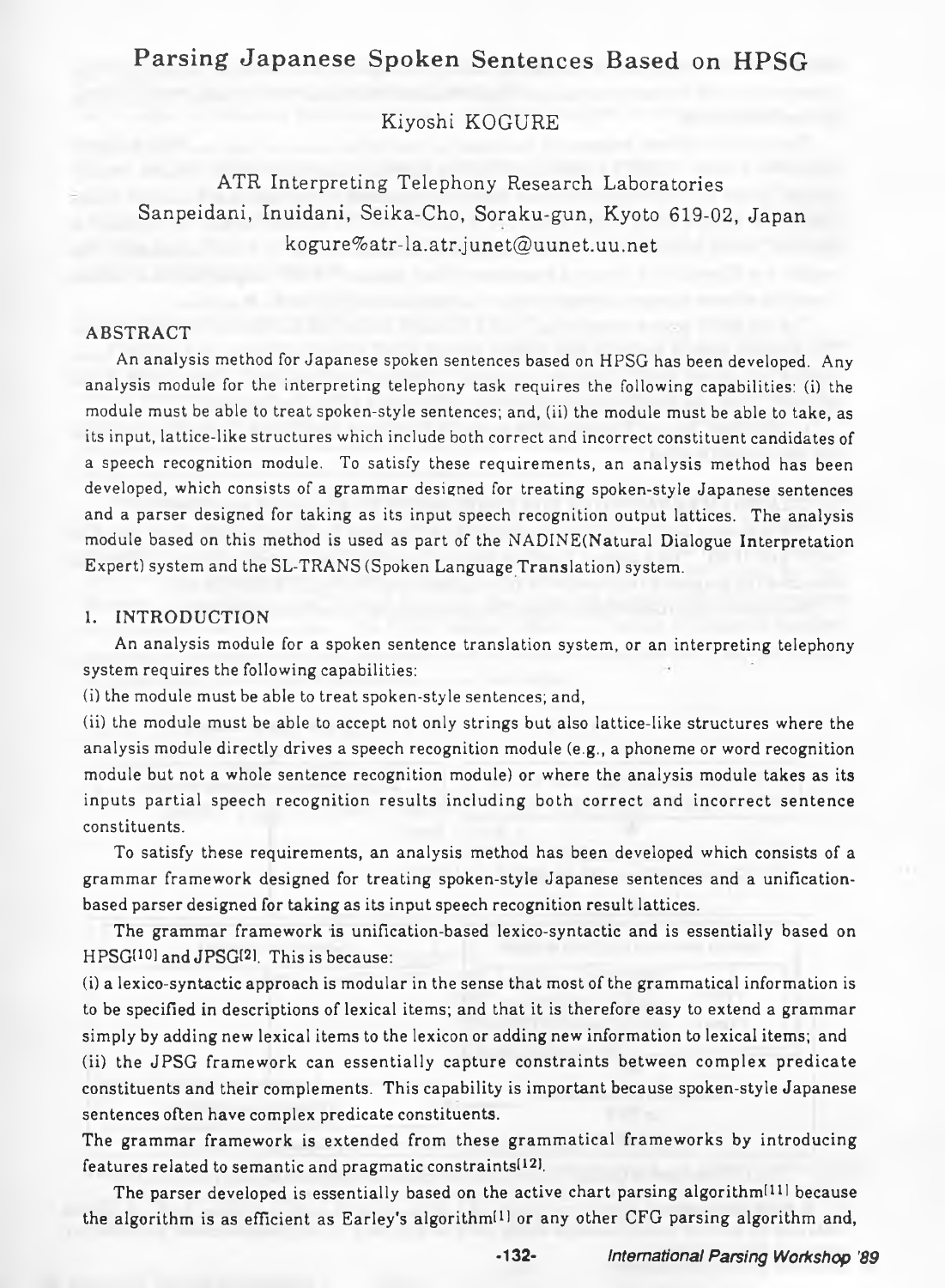# Parsing Japanese Spoken Sentences Based on HPSG

Kiyoshi KOGURE

ATR Interpreting Telephony Research Laboratories
Sanpeidani, Inuidani, Seika-Cho, Soraku-gun, Kyoto 619-02, Japan
kogure%atr-la.atr.junet@uunet.uu.net

## ABSTRACT

An analysis method for Japanese spoken sentences based on HPSG has been developed. Any analysis module for the interpreting telephony task requires the following capabilities: (i) the module must be able to treat spoken-style sentences; and, (ii) the module must be able to take, as its input, lattice-like structures which include both correct and incorrect constituent candidates of a speech recognition module. To satisfy these requirements, an analysis method has been developed, which consists of a grammar designed for treating spoken-style Japanese sentences and a parser designed for taking as its input speech recognition output lattices. The analysis module based on this method is used as part of the NADINE(Natural Dialogue Interpretation Expert) system and the SL-TRANS (Spoken Language Translation) system.

## 1. INTRODUCTION

An analysis module for a spoken sentence translation system, or an interpreting telephony system requires the following capabilities:

(i) the module must be able to treat spoken-style sentences; and,

(ii) the module must be able to accept not only strings but also lattice-like structures where the analysis module directly drives a speech recognition module (e.g., a phoneme or word recognition module but not a whole sentence recognition module) or where the analysis module takes as its inputs partial speech recognition results including both correct and incorrect sentence constituents.

To satisfy these requirements, an analysis method has been developed which consists of a grammar framework designed for treating spoken-style Japanese sentences and a unification-based parser designed for taking as its input speech recognition result lattices.

The grammar framework is unification-based lexico-syntactic and is essentially based on HPSG[10] and JPSG[2]. This is because:

(i) a lexico-syntactic approach is modular in the sense that most of the grammatical information is to be specified in descriptions of lexical items; and that it is therefore easy to extend a grammar simply by adding new lexical items to the lexicon or adding new information to lexical items; and

(ii) the JPSG framework can essentially capture constraints between complex predicate constituents and their complements. This capability is important because spoken-style Japanese sentences often have complex predicate constituents.

The grammar framework is extended from these grammatical frameworks by introducing features related to semantic and pragmatic constraints[12].

The parser developed is essentially based on the active chart parsing algorithm[11] because the algorithm is as efficient as Earley's algorithm[1] or any other CFG parsing algorithm and,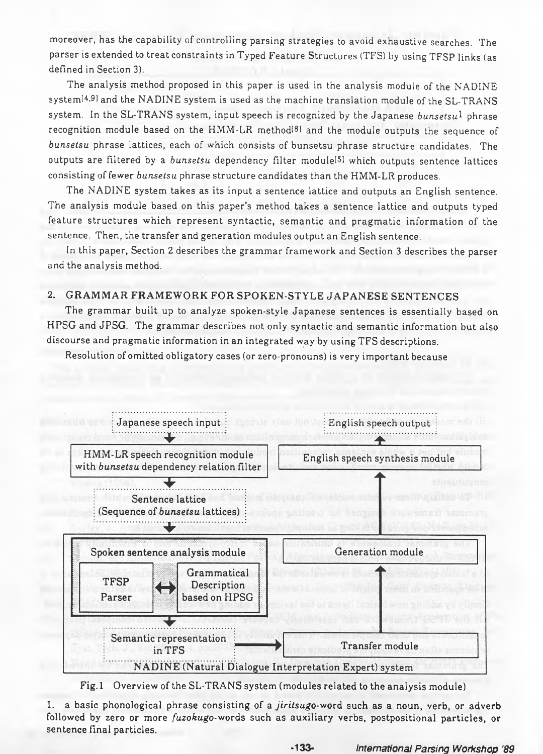moreover, has the capability of controlling parsing strategies to avoid exhaustive searches. The parser is extended to treat constraints in Typed Feature Structures (TFS) by using TFSP links (as defined in Section 3).

The analysis method proposed in this paper is used in the analysis module of the NADINE system[4,9] and the NADINE system is used as the machine translation module of the SL-TRANS system. In the SL-TRANS system, input speech is recognized by the Japanese *bunsetsu*[1] phrase recognition module based on the HMM-LR method[8] and the module outputs the sequence of *bunsetsu* phrase lattices, each of which consists of bunsetsu phrase structure candidates. The outputs are filtered by a *bunsetsu* dependency filter module[5] which outputs sentence lattices consisting of fewer *bunsetsu* phrase structure candidates than the HMM-LR produces.

The NADINE system takes as its input a sentence lattice and outputs an English sentence. The analysis module based on this paper's method takes a sentence lattice and outputs typed feature structures which represent syntactic, semantic and pragmatic information of the sentence. Then, the transfer and generation modules output an English sentence.

In this paper, Section 2 describes the grammar framework and Section 3 describes the parser and the analysis method.

## 2. GRAMMAR FRAMEWORK FOR SPOKEN-STYLE JAPANESE SENTENCES

The grammar built up to analyze spoken-style Japanese sentences is essentially based on HPSG and JPSG. The grammar describes not only syntactic and semantic information but also discourse and pragmatic information in an integrated way by using TFS descriptions.

Resolution of omitted obligatory cases (or zero-pronouns) is very important because

Japanese speech input → HMM-LR speech recognition module with *bunsetsu* dependency relation filter → Sentence lattice (Sequence of *bunsetsu* lattices) → Spoken sentence analysis module [TFSP Parser ↔ Grammatical Description based on HPSG] → Semantic representation in TFS → Transfer module → Generation module → English speech synthesis module → English speech output

NADINE (Natural Dialogue Interpretation Expert) system

Fig.1 Overview of the SL-TRANS system (modules related to the analysis module)

1. a basic phonological phrase consisting of a *jiritsugo*-word such as a noun, verb, or adverb followed by zero or more *fuzokugo*-words such as auxiliary verbs, postpositional particles, or sentence final particles.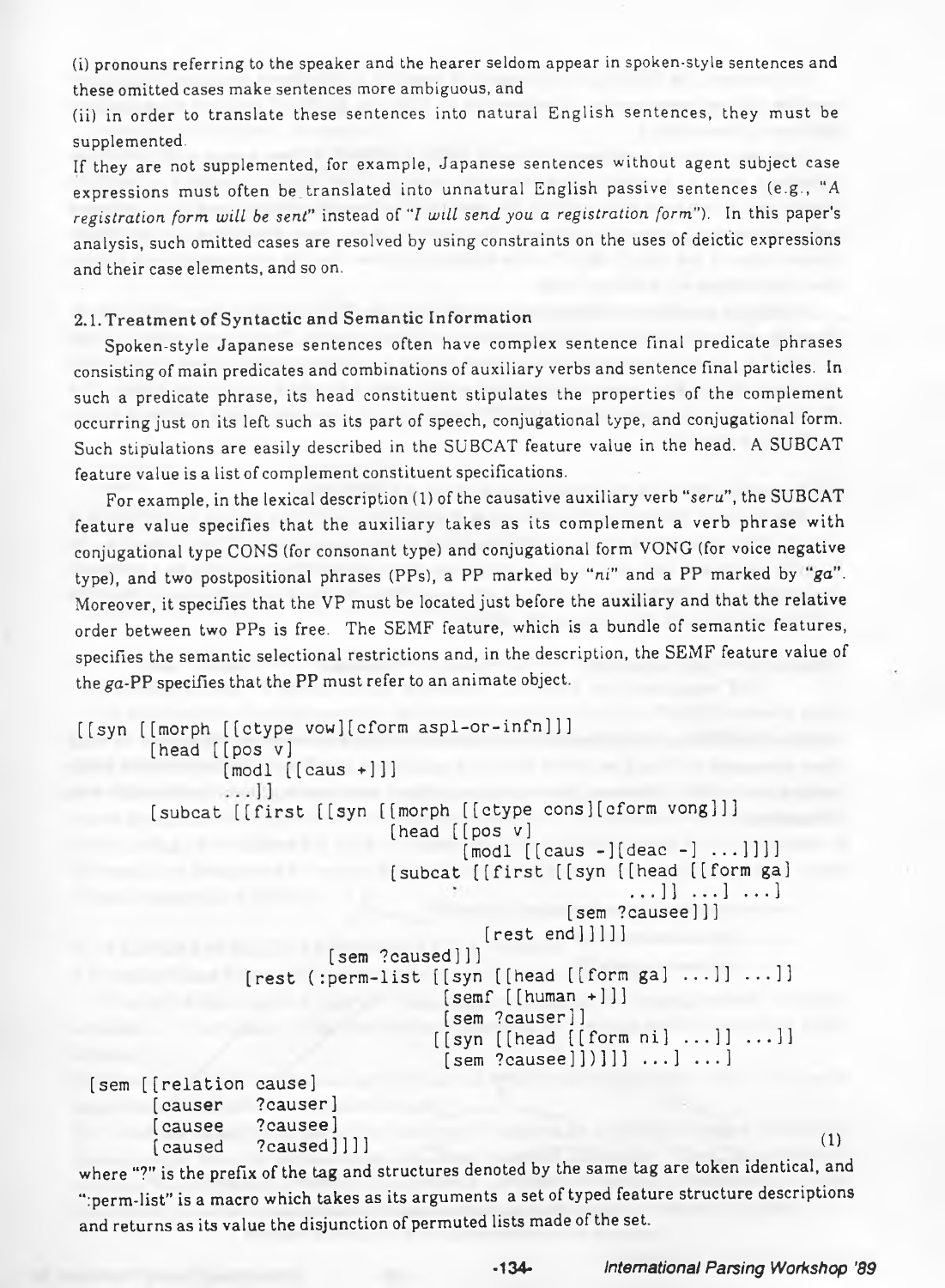(i) pronouns referring to the speaker and the hearer seldom appear in spoken-style sentences and these omitted cases make sentences more ambiguous, and

(ii) in order to translate these sentences into natural English sentences, they must be supplemented.

If they are not supplemented, for example, Japanese sentences without agent subject case expressions must often be translated into unnatural English passive sentences (e.g., "*A registration form will be sent*" instead of "*I will send you a registration form*"). In this paper's analysis, such omitted cases are resolved by using constraints on the uses of deictic expressions and their case elements, and so on.

## 2.1. Treatment of Syntactic and Semantic Information

Spoken-style Japanese sentences often have complex sentence final predicate phrases consisting of main predicates and combinations of auxiliary verbs and sentence final particles. In such a predicate phrase, its head constituent stipulates the properties of the complement occurring just on its left such as its part of speech, conjugational type, and conjugational form. Such stipulations are easily described in the SUBCAT feature value in the head. A SUBCAT feature value is a list of complement constituent specifications.

For example, in the lexical description (1) of the causative auxiliary verb "*seru*", the SUBCAT feature value specifies that the auxiliary takes as its complement a verb phrase with conjugational type CONS (for consonant type) and conjugational form VONG (for voice negative type), and two postpositional phrases (PPs), a PP marked by "*ni*" and a PP marked by "*ga*". Moreover, it specifies that the VP must be located just before the auxiliary and that the relative order between two PPs is free. The SEMF feature, which is a bundle of semantic features, specifies the semantic selectional restrictions and, in the description, the SEMF feature value of the *ga*-PP specifies that the PP must refer to an animate object.

```
[[syn [[morph [[ctype vow][cform aspl-or-infn]]]
       [head [[pos v]
              [modl [[caus +]]]
              ...]]
       [subcat [[first [[syn [[morph [[ctype cons][cform vong]]]
                              [head [[pos v]
                                     [modl [[caus -][deac -] ...]]]]
                              [subcat [[first [[syn [[head [[form ga]
                                                           ...]] ...] ...]
                                               [sem ?causee]]]
                                        [rest end]]]]]
                        [sem ?caused]]]
                [rest (:perm-list [[syn [[head [[form ga] ...]] ...]]
                                   [semf [[human +]]]
                                   [sem ?causer]]
                                  [[syn [[head [[form ni] ...]] ...]]
                                   [sem ?causee]])]]] ...] ...]
 [sem [[relation cause]
       [causer   ?causer]
       [causee   ?causee]
       [caused   ?caused]]]]                                        (1)
```

where "?" is the prefix of the tag and structures denoted by the same tag are token identical, and ":perm-list" is a macro which takes as its arguments a set of typed feature structure descriptions and returns as its value the disjunction of permuted lists made of the set.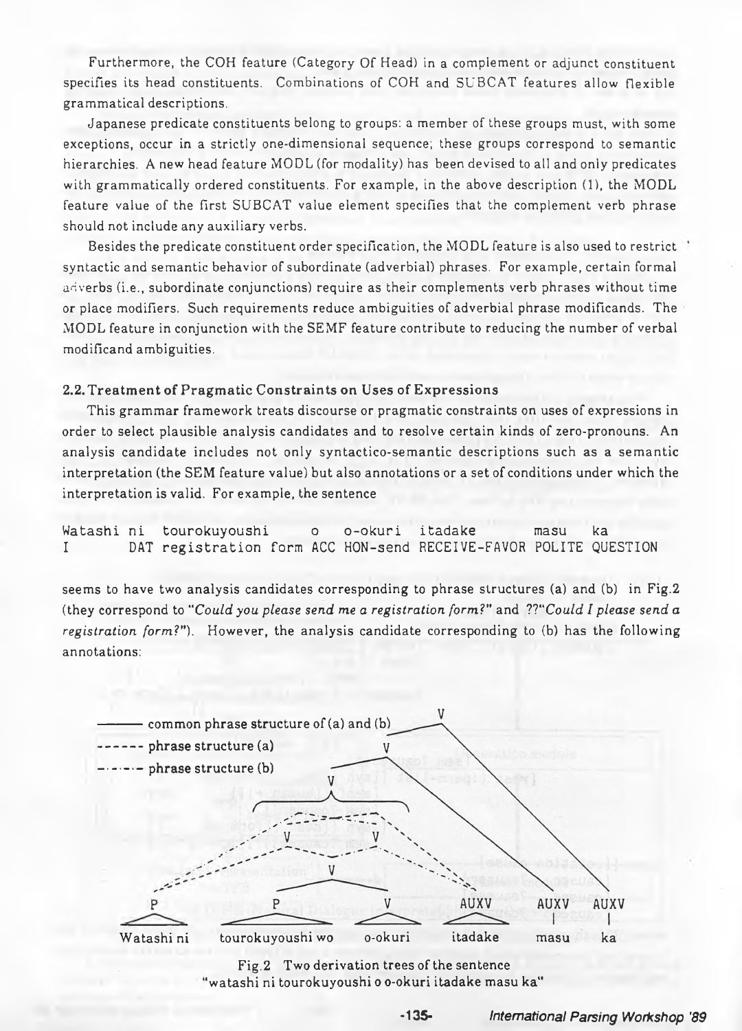Furthermore, the COH feature (Category Of Head) in a complement or adjunct constituent specifies its head constituents. Combinations of COH and SUBCAT features allow flexible grammatical descriptions.

Japanese predicate constituents belong to groups: a member of these groups must, with some exceptions, occur in a strictly one-dimensional sequence; these groups correspond to semantic hierarchies. A new head feature MODL (for modality) has been devised to all and only predicates with grammatically ordered constituents. For example, in the above description (1), the MODL feature value of the first SUBCAT value element specifies that the complement verb phrase should not include any auxiliary verbs.

Besides the predicate constituent order specification, the MODL feature is also used to restrict syntactic and semantic behavior of subordinate (adverbial) phrases. For example, certain formal adverbs (i.e., subordinate conjunctions) require as their complements verb phrases without time or place modifiers. Such requirements reduce ambiguities of adverbial phrase modificands. The MODL feature in conjunction with the SEMF feature contribute to reducing the number of verbal modificand ambiguities.

## 2.2. Treatment of Pragmatic Constraints on Uses of Expressions

This grammar framework treats discourse or pragmatic constraints on uses of expressions in order to select plausible analysis candidates and to resolve certain kinds of zero-pronouns. An analysis candidate includes not only syntactico-semantic descriptions such as a semantic interpretation (the SEM feature value) but also annotations or a set of conditions under which the interpretation is valid. For example, the sentence

```
Watashi ni  tourokuyoushi     o   o-okuri  itadake       masu    ka
I        DAT registration form ACC HON-send RECEIVE-FAVOR POLITE QUESTION
```

seems to have two analysis candidates corresponding to phrase structures (a) and (b) in Fig.2 (they correspond to "*Could you please send me a registration form?*" and ??"*Could I please send a registration form?*"). However, the analysis candidate corresponding to (b) has the following annotations:

Fig.2 Two derivation trees of the sentence "watashi ni tourokuyoushi o o-okuri itadake masu ka"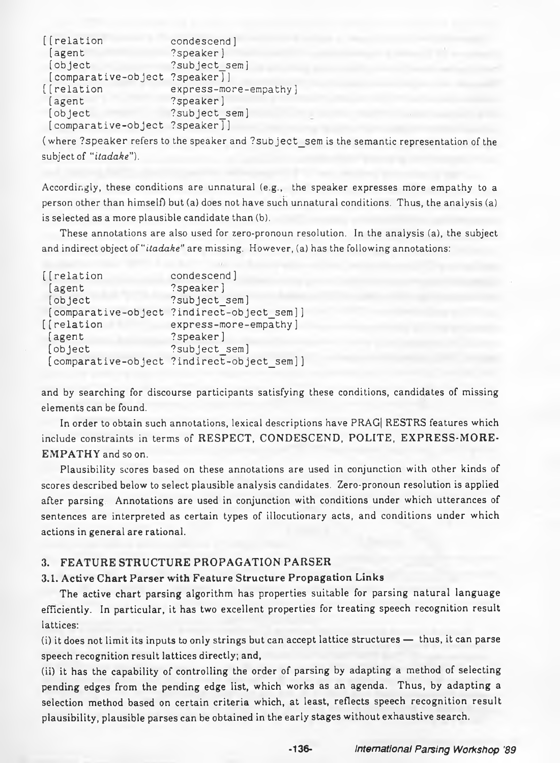```
[[relation            condescend]
 [agent               ?speaker]
 [object              ?subject_sem]
 [comparative-object ?speaker]]
[[relation            express-more-empathy]
 [agent               ?speaker]
 [object              ?subject_sem]
 [comparative-object ?speaker]]
```

(where ?speaker refers to the speaker and ?subject_sem is the semantic representation of the subject of "*itadake*").

Accordingly, these conditions are unnatural (e.g., the speaker expresses more empathy to a person other than himself) but (a) does not have such unnatural conditions. Thus, the analysis (a) is selected as a more plausible candidate than (b).

These annotations are also used for zero-pronoun resolution. In the analysis (a), the subject and indirect object of "*itadake*" are missing. However, (a) has the following annotations:

```
[[relation            condescend]
 [agent               ?speaker]
 [object              ?subject_sem]
 [comparative-object ?indirect-object_sem]]
[[relation            express-more-empathy]
 [agent               ?speaker]
 [object              ?subject_sem]
 [comparative-object ?indirect-object_sem]]
```

and by searching for discourse participants satisfying these conditions, candidates of missing elements can be found.

In order to obtain such annotations, lexical descriptions have PRAG| RESTRS features which include constraints in terms of **RESPECT, CONDESCEND, POLITE, EXPRESS-MORE-EMPATHY** and so on.

Plausibility scores based on these annotations are used in conjunction with other kinds of scores described below to select plausible analysis candidates. Zero-pronoun resolution is applied after parsing. Annotations are used in conjunction with conditions under which utterances of sentences are interpreted as certain types of illocutionary acts, and conditions under which actions in general are rational.

## 3. FEATURE STRUCTURE PROPAGATION PARSER

### 3.1. Active Chart Parser with Feature Structure Propagation Links

The active chart parsing algorithm has properties suitable for parsing natural language efficiently. In particular, it has two excellent properties for treating speech recognition result lattices:

(i) it does not limit its inputs to only strings but can accept lattice structures — thus, it can parse speech recognition result lattices directly; and,

(ii) it has the capability of controlling the order of parsing by adapting a method of selecting pending edges from the pending edge list, which works as an agenda. Thus, by adapting a selection method based on certain criteria which, at least, reflects speech recognition result plausibility, plausible parses can be obtained in the early stages without exhaustive search.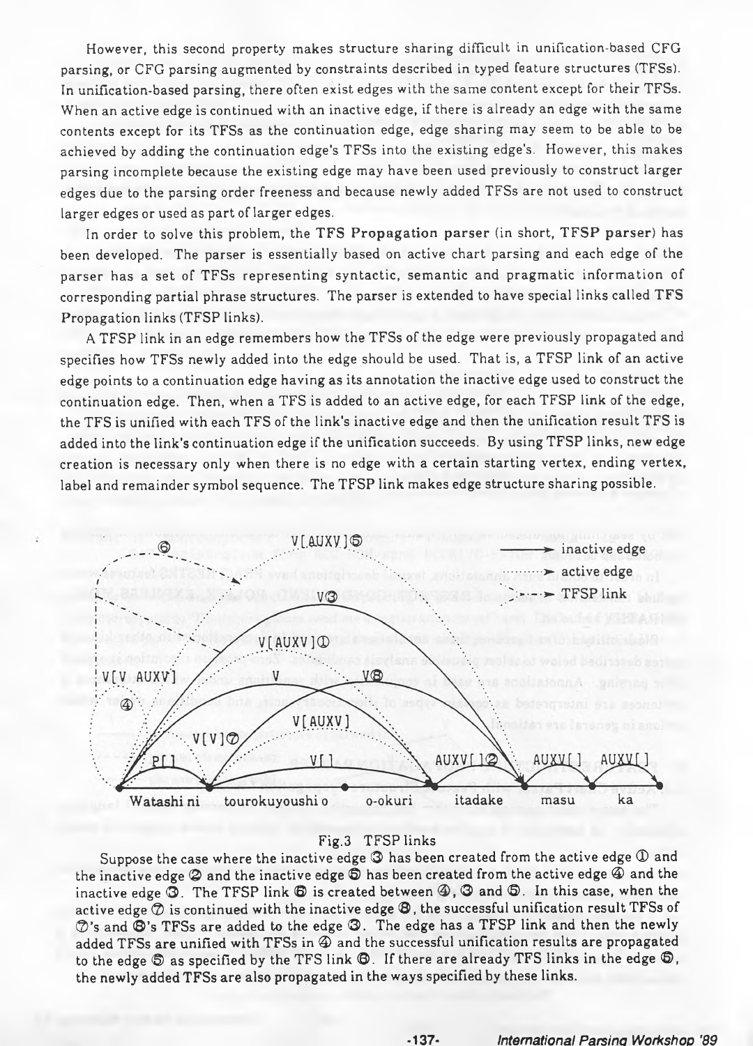However, this second property makes structure sharing difficult in unification-based CFG parsing, or CFG parsing augmented by constraints described in typed feature structures (TFSs). In unification-based parsing, there often exist edges with the same content except for their TFSs. When an active edge is continued with an inactive edge, if there is already an edge with the same contents except for its TFSs as the continuation edge, edge sharing may seem to be able to be achieved by adding the continuation edge's TFSs into the existing edge's. However, this makes parsing incomplete because the existing edge may have been used previously to construct larger edges due to the parsing order freeness and because newly added TFSs are not used to construct larger edges or used as part of larger edges.

In order to solve this problem, the **TFS Propagation parser** (in short, **TFSP parser**) has been developed. The parser is essentially based on active chart parsing and each edge of the parser has a set of TFSs representing syntactic, semantic and pragmatic information of corresponding partial phrase structures. The parser is extended to have special links called **TFS Propagation links** (TFSP links).

A TFSP link in an edge remembers how the TFSs of the edge were previously propagated and specifies how TFSs newly added into the edge should be used. That is, a TFSP link of an active edge points to a continuation edge having as its annotation the inactive edge used to construct the continuation edge. Then, when a TFS is added to an active edge, for each TFSP link of the edge, the TFS is unified with each TFS of the link's inactive edge and then the unification result TFS is added into the link's continuation edge if the unification succeeds. By using TFSP links, new edge creation is necessary only when there is no edge with a certain starting vertex, ending vertex, label and remainder symbol sequence. The TFSP link makes edge structure sharing possible.

Fig.3 TFSP links

Suppose the case where the inactive edge ③ has been created from the active edge ① and the inactive edge ② and the inactive edge ⑤ has been created from the active edge ④ and the inactive edge ③. The TFSP link ⑥ is created between ④, ③ and ⑤. In this case, when the active edge ⑦ is continued with the inactive edge ⑧, the successful unification result TFSs of ⑦'s and ⑧'s TFSs are added to the edge ③. The edge has a TFSP link and then the newly added TFSs are unified with TFSs in ④ and the successful unification results are propagated to the edge ⑤ as specified by the TFS link ⑥. If there are already TFS links in the edge ⑤, the newly added TFSs are also propagated in the ways specified by these links.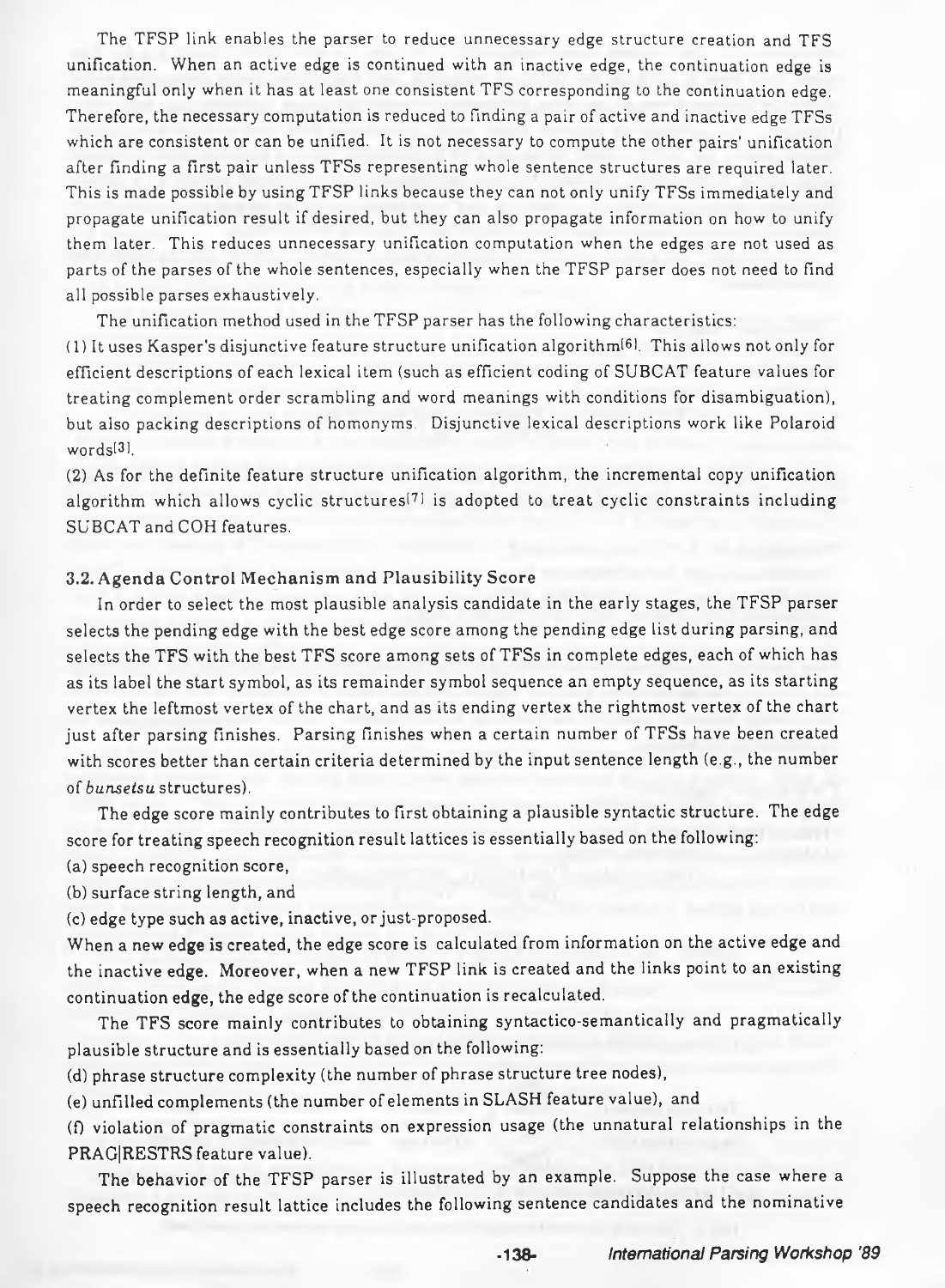The TFSP link enables the parser to reduce unnecessary edge structure creation and TFS unification. When an active edge is continued with an inactive edge, the continuation edge is meaningful only when it has at least one consistent TFS corresponding to the continuation edge. Therefore, the necessary computation is reduced to finding a pair of active and inactive edge TFSs which are consistent or can be unified. It is not necessary to compute the other pairs' unification after finding a first pair unless TFSs representing whole sentence structures are required later. This is made possible by using TFSP links because they can not only unify TFSs immediately and propagate unification result if desired, but they can also propagate information on how to unify them later. This reduces unnecessary unification computation when the edges are not used as parts of the parses of the whole sentences, especially when the TFSP parser does not need to find all possible parses exhaustively.

The unification method used in the TFSP parser has the following characteristics:

(1) It uses Kasper's disjunctive feature structure unification algorithm[6]. This allows not only for efficient descriptions of each lexical item (such as efficient coding of SUBCAT feature values for treating complement order scrambling and word meanings with conditions for disambiguation), but also packing descriptions of homonyms. Disjunctive lexical descriptions work like Polaroid words[3].

(2) As for the definite feature structure unification algorithm, the incremental copy unification algorithm which allows cyclic structures[7] is adopted to treat cyclic constraints including SUBCAT and COH features.

### 3.2. Agenda Control Mechanism and Plausibility Score

In order to select the most plausible analysis candidate in the early stages, the TFSP parser selects the pending edge with the best edge score among the pending edge list during parsing, and selects the TFS with the best TFS score among sets of TFSs in complete edges, each of which has as its label the start symbol, as its remainder symbol sequence an empty sequence, as its starting vertex the leftmost vertex of the chart, and as its ending vertex the rightmost vertex of the chart just after parsing finishes. Parsing finishes when a certain number of TFSs have been created with scores better than certain criteria determined by the input sentence length (e.g., the number of *bunsetsu* structures).

The edge score mainly contributes to first obtaining a plausible syntactic structure. The edge score for treating speech recognition result lattices is essentially based on the following:

(a) speech recognition score,

(b) surface string length, and

(c) edge type such as active, inactive, or just-proposed.

When a new edge is created, the edge score is calculated from information on the active edge and the inactive edge. Moreover, when a new TFSP link is created and the links point to an existing continuation edge, the edge score of the continuation is recalculated.

The TFS score mainly contributes to obtaining syntactico-semantically and pragmatically plausible structure and is essentially based on the following:

(d) phrase structure complexity (the number of phrase structure tree nodes),

(e) unfilled complements (the number of elements in SLASH feature value), and

(f) violation of pragmatic constraints on expression usage (the unnatural relationships in the PRAG|RESTRS feature value).

The behavior of the TFSP parser is illustrated by an example. Suppose the case where a speech recognition result lattice includes the following sentence candidates and the nominative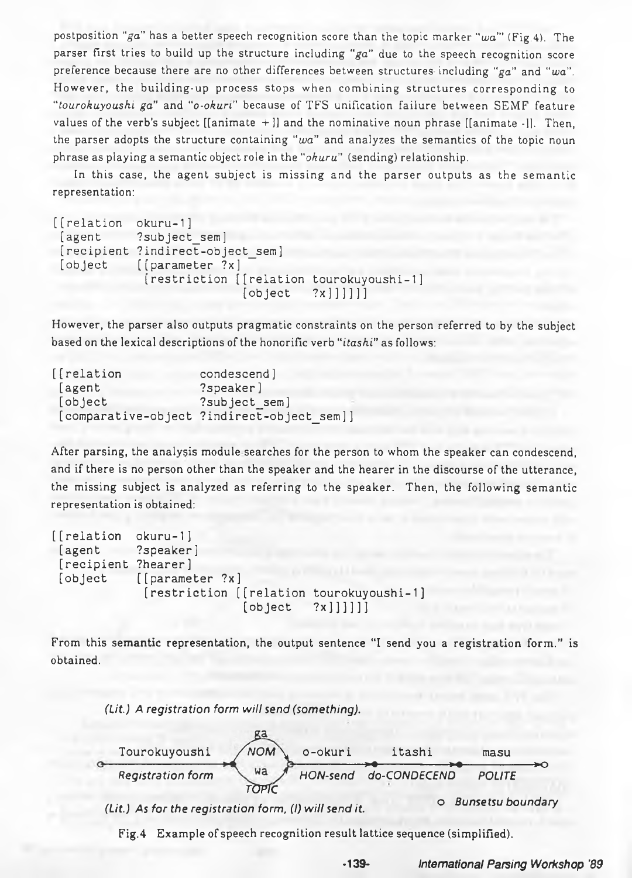postposition "*ga*" has a better speech recognition score than the topic marker "*wa*" (Fig.4). The parser first tries to build up the structure including "*ga*" due to the speech recognition score preference because there are no other differences between structures including "*ga*" and "*wa*". However, the building-up process stops when combining structures corresponding to "*tourokuyoushi ga*" and "*o-okuri*" because of TFS unification failure between SEMF feature values of the verb's subject [[animate +]] and the nominative noun phrase [[animate -]]. Then, the parser adopts the structure containing "*wa*" and analyzes the semantics of the topic noun phrase as playing a semantic object role in the "*okuru*" (sending) relationship.

In this case, the agent subject is missing and the parser outputs as the semantic representation:

```
[[relation  okuru-1]
 [agent     ?subject_sem]
 [recipient ?indirect-object_sem]
 [object    [[parameter ?x]
             [restriction [[relation tourokuyoushi-1]
                           [object   ?x]]]]]]
```

However, the parser also outputs pragmatic constraints on the person referred to by the subject based on the lexical descriptions of the honorific verb "*itashi*" as follows:

```
[[relation            condescend]
 [agent               ?speaker]
 [object              ?subject_sem]
 [comparative-object ?indirect-object_sem]]
```

After parsing, the analysis module searches for the person to whom the speaker can condescend, and if there is no person other than the speaker and the hearer in the discourse of the utterance, the missing subject is analyzed as referring to the speaker. Then, the following semantic representation is obtained:

```
[[relation  okuru-1]
 [agent     ?speaker]
 [recipient ?hearer]
 [object    [[parameter ?x]
             [restriction [[relation tourokuyoushi-1]
                           [object   ?x]]]]]]
```

From this semantic representation, the output sentence "I send you a registration form." is obtained.

*(Lit.) A registration form will send (something).*

| Tourokuyoushi | ga / wa | o-okuri | itashi | masu |
|---|---|---|---|---|
| *Registration form* | *NOM / TOPIC* | *HON-send* | *do-CONDECEND* | *POLITE* |

*(Lit.) As for the registration form, (I) will send it.*

o *Bunsetsu boundary*

Fig.4 Example of speech recognition result lattice sequence (simplified).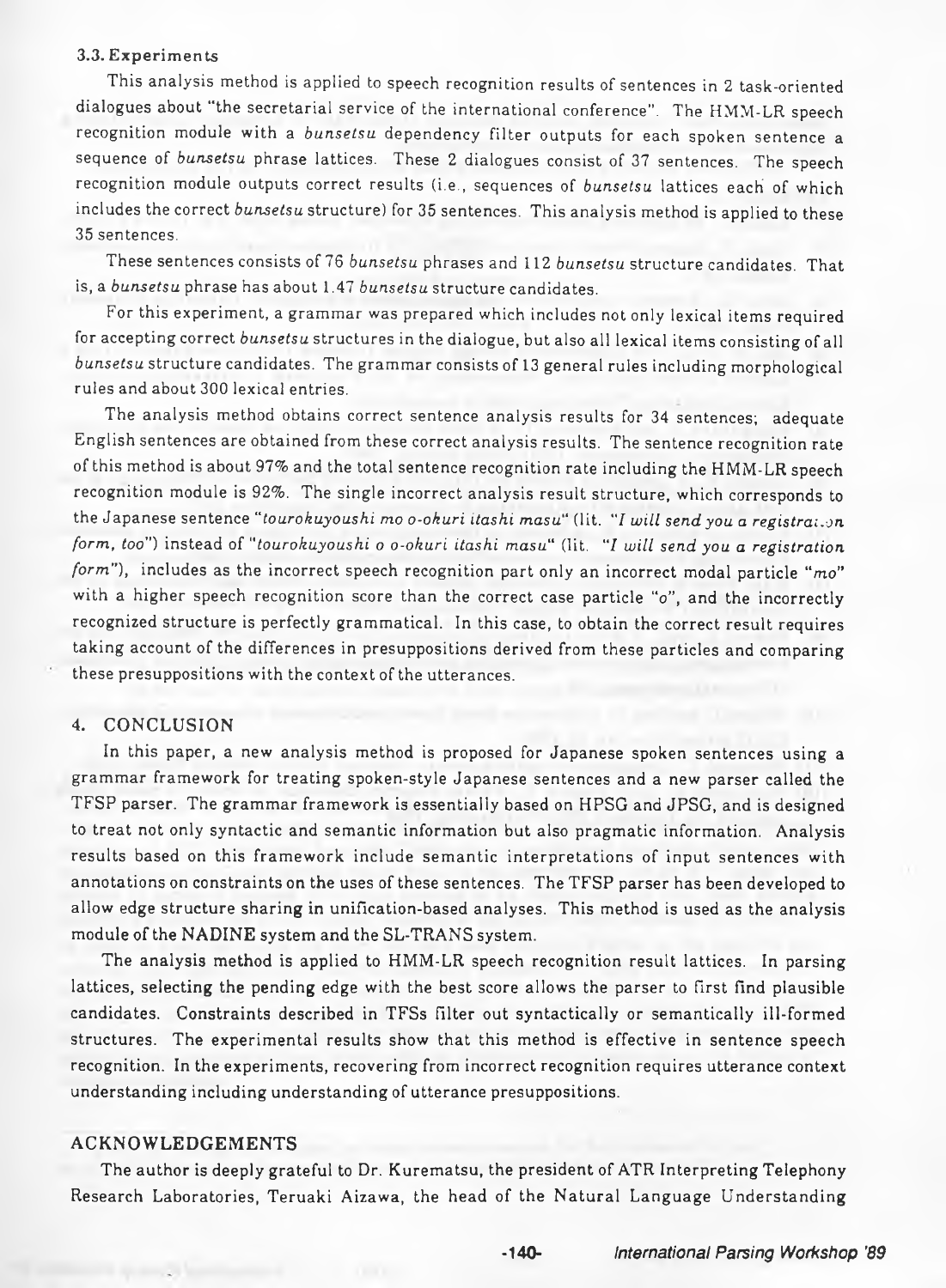### 3.3. Experiments

This analysis method is applied to speech recognition results of sentences in 2 task-oriented dialogues about "the secretarial service of the international conference". The HMM-LR speech recognition module with a *bunsetsu* dependency filter outputs for each spoken sentence a sequence of *bunsetsu* phrase lattices. These 2 dialogues consist of 37 sentences. The speech recognition module outputs correct results (i.e., sequences of *bunsetsu* lattices each of which includes the correct *bunsetsu* structure) for 35 sentences. This analysis method is applied to these 35 sentences.

These sentences consists of 76 *bunsetsu* phrases and 112 *bunsetsu* structure candidates. That is, a *bunsetsu* phrase has about 1.47 *bunsetsu* structure candidates.

For this experiment, a grammar was prepared which includes not only lexical items required for accepting correct *bunsetsu* structures in the dialogue, but also all lexical items consisting of all *bunsetsu* structure candidates. The grammar consists of 13 general rules including morphological rules and about 300 lexical entries.

The analysis method obtains correct sentence analysis results for 34 sentences; adequate English sentences are obtained from these correct analysis results. The sentence recognition rate of this method is about 97% and the total sentence recognition rate including the HMM-LR speech recognition module is 92%. The single incorrect analysis result structure, which corresponds to the Japanese sentence "*tourokuyoushi mo o-okuri itashi masu*" (lit. "*I will send you a registration form, too*") instead of "*tourokuyoushi o o-okuri itashi masu*" (lit. "*I will send you a registration form*"), includes as the incorrect speech recognition part only an incorrect modal particle "*mo*" with a higher speech recognition score than the correct case particle "*o*", and the incorrectly recognized structure is perfectly grammatical. In this case, to obtain the correct result requires taking account of the differences in presuppositions derived from these particles and comparing these presuppositions with the context of the utterances.

## 4. CONCLUSION

In this paper, a new analysis method is proposed for Japanese spoken sentences using a grammar framework for treating spoken-style Japanese sentences and a new parser called the TFSP parser. The grammar framework is essentially based on HPSG and JPSG, and is designed to treat not only syntactic and semantic information but also pragmatic information. Analysis results based on this framework include semantic interpretations of input sentences with annotations on constraints on the uses of these sentences. The TFSP parser has been developed to allow edge structure sharing in unification-based analyses. This method is used as the analysis module of the NADINE system and the SL-TRANS system.

The analysis method is applied to HMM-LR speech recognition result lattices. In parsing lattices, selecting the pending edge with the best score allows the parser to first find plausible candidates. Constraints described in TFSs filter out syntactically or semantically ill-formed structures. The experimental results show that this method is effective in sentence speech recognition. In the experiments, recovering from incorrect recognition requires utterance context understanding including understanding of utterance presuppositions.

## ACKNOWLEDGEMENTS

The author is deeply grateful to Dr. Kurematsu, the president of ATR Interpreting Telephony Research Laboratories, Teruaki Aizawa, the head of the Natural Language Understanding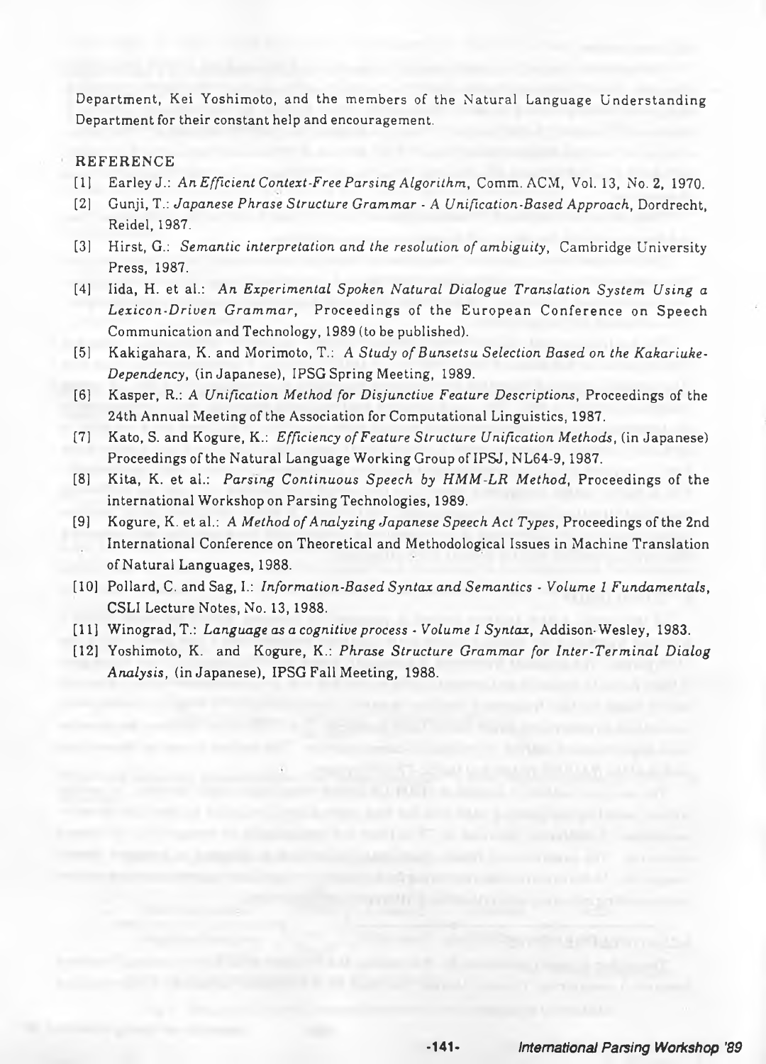Department, Kei Yoshimoto, and the members of the Natural Language Understanding Department for their constant help and encouragement.

## REFERENCE

[1] Earley J.: *An Efficient Context-Free Parsing Algorithm*, Comm. ACM, Vol. 13, No. 2, 1970.

[2] Gunji, T.: *Japanese Phrase Structure Grammar - A Unification-Based Approach*, Dordrecht, Reidel, 1987.

[3] Hirst, G.: *Semantic interpretation and the resolution of ambiguity*, Cambridge University Press, 1987.

[4] Iida, H. et al.: *An Experimental Spoken Natural Dialogue Translation System Using a Lexicon-Driven Grammar*, Proceedings of the European Conference on Speech Communication and Technology, 1989 (to be published).

[5] Kakigahara, K. and Morimoto, T.: *A Study of Bunsetsu Selection Based on the Kakariuke-Dependency*, (in Japanese), IPSG Spring Meeting, 1989.

[6] Kasper, R.: *A Unification Method for Disjunctive Feature Descriptions*, Proceedings of the 24th Annual Meeting of the Association for Computational Linguistics, 1987.

[7] Kato, S. and Kogure, K.: *Efficiency of Feature Structure Unification Methods*, (in Japanese) Proceedings of the Natural Language Working Group of IPSJ, NL64-9, 1987.

[8] Kita, K. et al.: *Parsing Continuous Speech by HMM-LR Method*, Proceedings of the international Workshop on Parsing Technologies, 1989.

[9] Kogure, K. et al.: *A Method of Analyzing Japanese Speech Act Types*, Proceedings of the 2nd International Conference on Theoretical and Methodological Issues in Machine Translation of Natural Languages, 1988.

[10] Pollard, C. and Sag, I.: *Information-Based Syntax and Semantics - Volume 1 Fundamentals*, CSLI Lecture Notes, No. 13, 1988.

[11] Winograd, T.: *Language as a cognitive process - Volume 1 Syntax*, Addison-Wesley, 1983.

[12] Yoshimoto, K. and Kogure, K.: *Phrase Structure Grammar for Inter-Terminal Dialog Analysis*, (in Japanese), IPSG Fall Meeting, 1988.